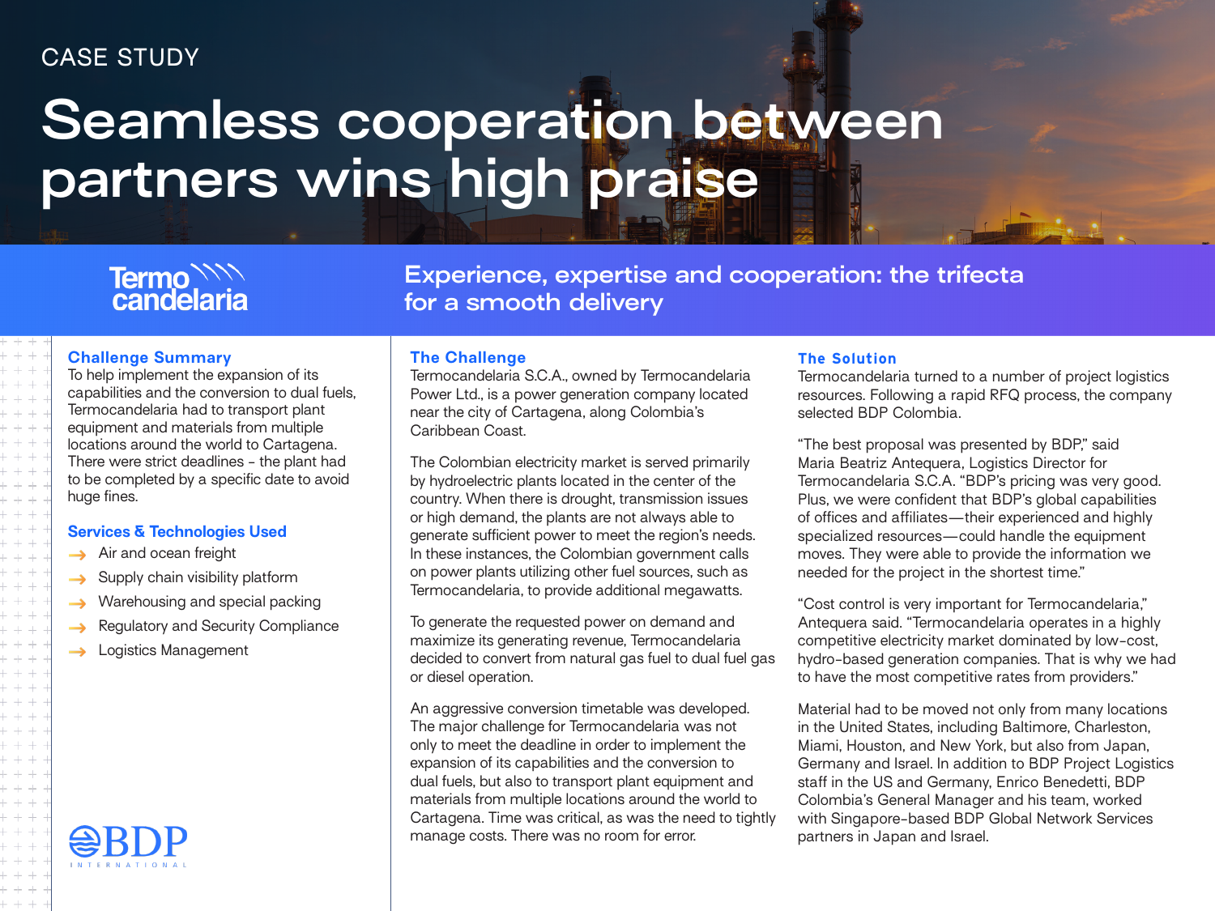CASE STUDY

# Seamless cooperation between partners wins high praise

Termocandelaria

## Experience, expertise and cooperation: the trifecta for a smooth delivery

### Challenge Summary

To help implement the expansion of its capabilities and the conversion to dual fuels, Termocandelaria had to transport plant equipment and materials from multiple locations around the world to Cartagena. There were strict deadlines - the plant had to be completed by a specific date to avoid huge fines.

### Services & Technologies Used

- Air and ocean freight
- Supply chain visibility platform
- Warehousing and special packing
- Regulatory and Security Compliance
- Logistics Management

BDP INTERNATIONAL

### The Challenge

Termocandelaria S.C.A., owned by Termocandelaria Power Ltd., is a power generation company located near the city of Cartagena, along Colombia's Caribbean Coast.

The Colombian electricity market is served primarily by hydroelectric plants located in the center of the country. When there is drought, transmission issues or high demand, the plants are not always able to generate sufficient power to meet the region's needs. In these instances, the Colombian government calls on power plants utilizing other fuel sources, such as Termocandelaria, to provide additional megawatts.

To generate the requested power on demand and maximize its generating revenue, Termocandelaria decided to convert from natural gas fuel to dual fuel gas or diesel operation.

An aggressive conversion timetable was developed. The major challenge for Termocandelaria was not only to meet the deadline in order to implement the expansion of its capabilities and the conversion to dual fuels, but also to transport plant equipment and materials from multiple locations around the world to Cartagena. Time was critical, as was the need to tightly manage costs. There was no room for error.

### The Solution

Termocandelaria turned to a number of project logistics resources. Following a rapid RFQ process, the company selected BDP Colombia.

"The best proposal was presented by BDP," said Maria Beatriz Antequera, Logistics Director for Termocandelaria S.C.A. "BDP's pricing was very good. Plus, we were confident that BDP's global capabilities of offices and affiliates—their experienced and highly specialized resources—could handle the equipment moves. They were able to provide the information we needed for the project in the shortest time."

"Cost control is very important for Termocandelaria," Antequera said. "Termocandelaria operates in a highly competitive electricity market dominated by low-cost, hydro-based generation companies. That is why we had to have the most competitive rates from providers."

Material had to be moved not only from many locations in the United States, including Baltimore, Charleston, Miami, Houston, and New York, but also from Japan, Germany and Israel. In addition to BDP Project Logistics staff in the US and Germany, Enrico Benedetti, BDP Colombia's General Manager and his team, worked with Singapore-based BDP Global Network Services partners in Japan and Israel.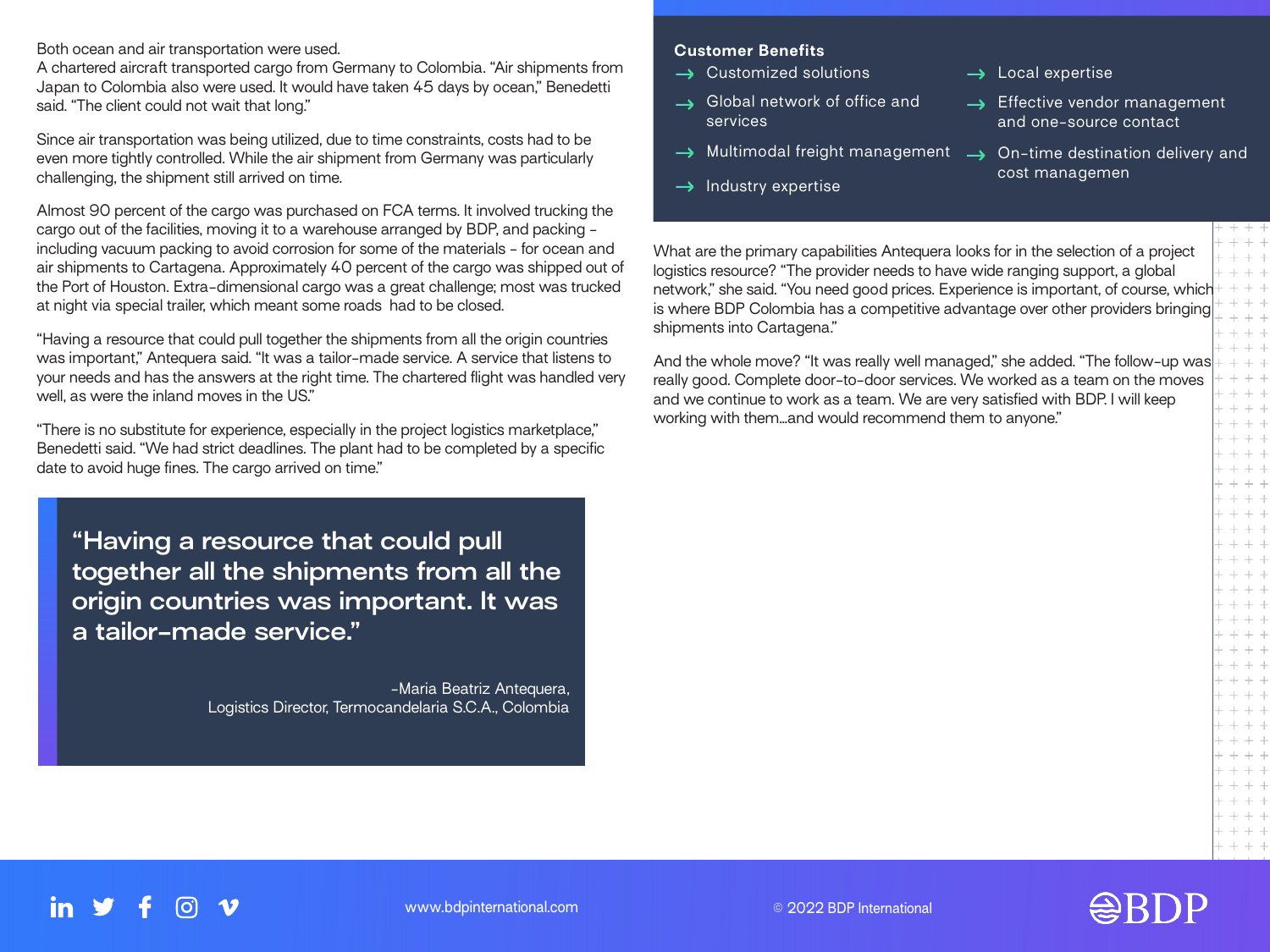Both ocean and air transportation were used.
A chartered aircraft transported cargo from Germany to Colombia. "Air shipments from Japan to Colombia also were used. It would have taken 45 days by ocean," Benedetti said. "The client could not wait that long."

Since air transportation was being utilized, due to time constraints, costs had to be even more tightly controlled. While the air shipment from Germany was particularly challenging, the shipment still arrived on time.

Almost 90 percent of the cargo was purchased on FCA terms. It involved trucking the cargo out of the facilities, moving it to a warehouse arranged by BDP, and packing – including vacuum packing to avoid corrosion for some of the materials – for ocean and air shipments to Cartagena. Approximately 40 percent of the cargo was shipped out of the Port of Houston. Extra-dimensional cargo was a great challenge; most was trucked at night via special trailer, which meant some roads had to be closed.

"Having a resource that could pull together the shipments from all the origin countries was important," Antequera said. "It was a tailor-made service. A service that listens to your needs and has the answers at the right time. The chartered flight was handled very well, as were the inland moves in the US."

"There is no substitute for experience, especially in the project logistics marketplace," Benedetti said. "We had strict deadlines. The plant had to be completed by a specific date to avoid huge fines. The cargo arrived on time."

> **"Having a resource that could pull together all the shipments from all the origin countries was important. It was a tailor-made service."**
>
> -Maria Beatriz Antequera,
> Logistics Director, Termocandelaria S.C.A., Colombia

## Customer Benefits

- Customized solutions
- Global network of office and services
- Multimodal freight management
- Industry expertise
- Local expertise
- Effective vendor management and one-source contact
- On-time destination delivery and cost managemen

What are the primary capabilities Antequera looks for in the selection of a project logistics resource? "The provider needs to have wide ranging support, a global network," she said. "You need good prices. Experience is important, of course, which is where BDP Colombia has a competitive advantage over other providers bringing shipments into Cartagena."

And the whole move? "It was really well managed," she added. "The follow-up was really good. Complete door-to-door services. We worked as a team on the moves and we continue to work as a team. We are very satisfied with BDP. I will keep working with them...and would recommend them to anyone."

www.bdpinternational.com

© 2022 BDP International

BDP